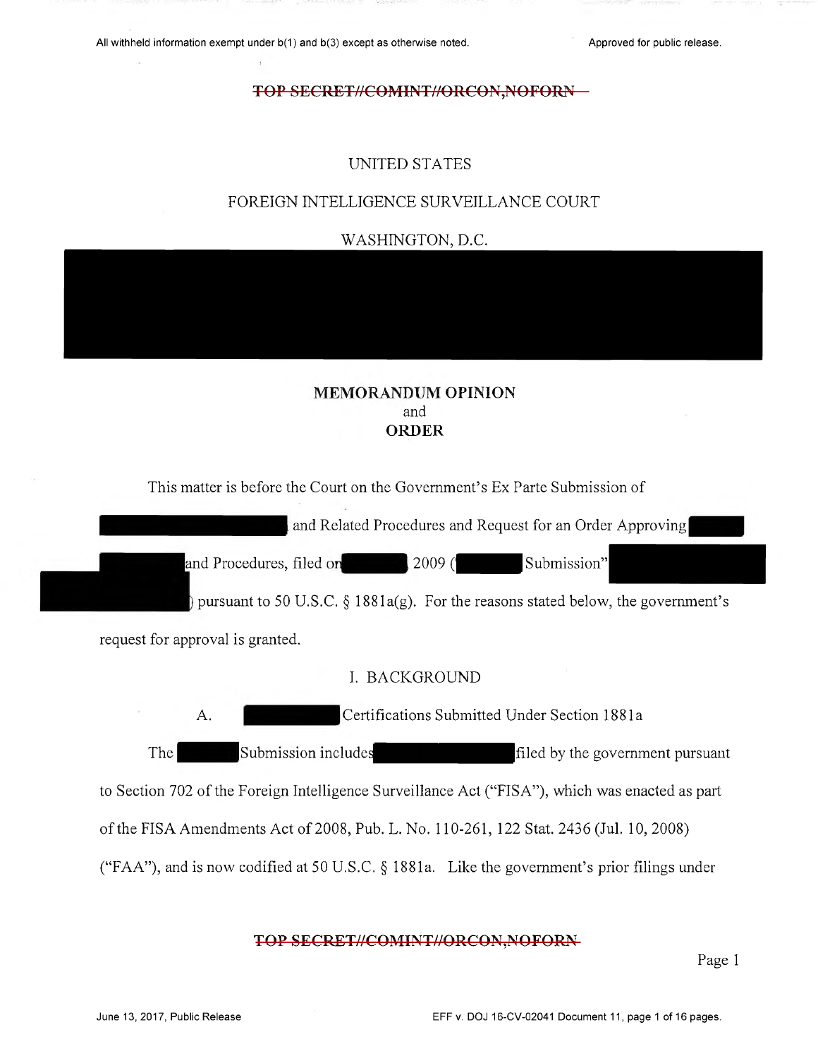UNITED STATES

FOREIGN INTELLIGENCE SURVEILLANCE COURT

WASHINGTON, D.C.

**MEMORANDUM OPINION**
and
**ORDER**

This matter is before the Court on the Government's Ex Parte Submission of and Related Procedures and Request for an Order Approving and Procedures, filed on 2009 ( Submission" ) pursuant to 50 U.S.C. § 1881a(g). For the reasons stated below, the government's request for approval is granted.

I. BACKGROUND

A. Certifications Submitted Under Section 1881a

The Submission includes filed by the government pursuant to Section 702 of the Foreign Intelligence Surveillance Act ("FISA"), which was enacted as part of the FISA Amendments Act of 2008, Pub. L. No. 110-261, 122 Stat. 2436 (Jul. 10, 2008) ("FAA"), and is now codified at 50 U.S.C. § 1881a. Like the government's prior filings under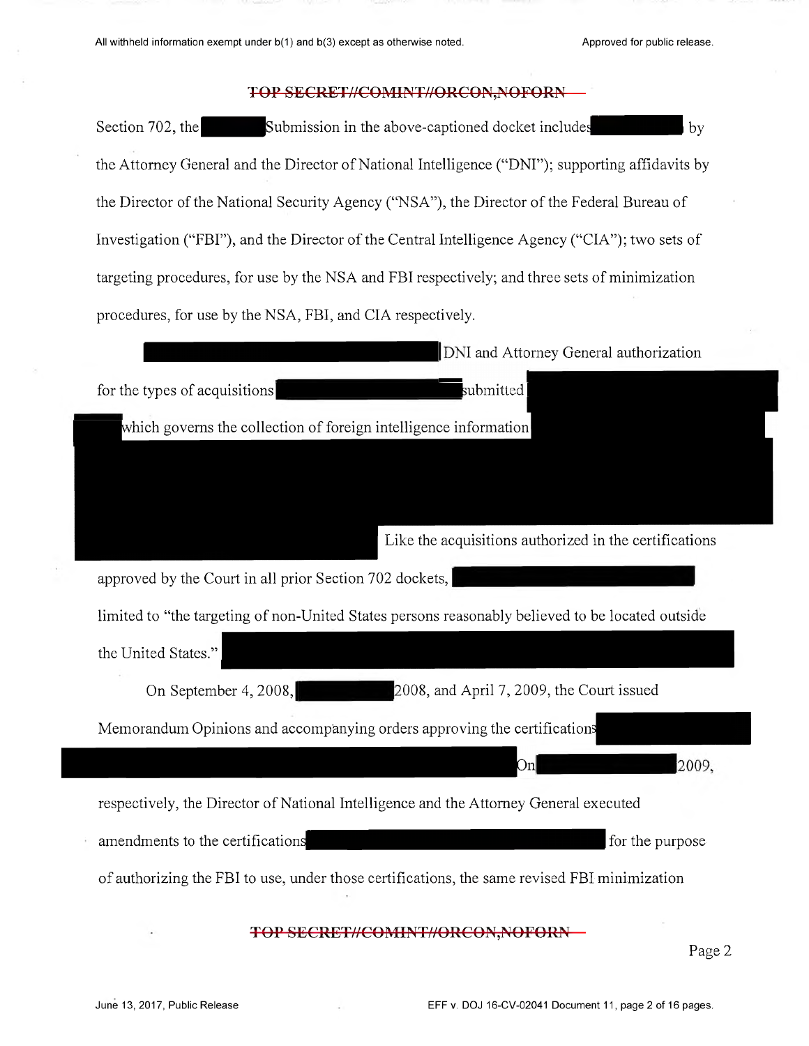Section 702, the [REDACTED] Submission in the above-captioned docket include[REDACTED] by the Attorney General and the Director of National Intelligence ("DNI"); supporting affidavits by the Director of the National Security Agency ("NSA"), the Director of the Federal Bureau of Investigation ("FBI"), and the Director of the Central Intelligence Agency ("CIA"); two sets of targeting procedures, for use by the NSA and FBI respectively; and three sets of minimization procedures, for use by the NSA, FBI, and CIA respectively.

[REDACTED] DNI and Attorney General authorization for the types of acquisitions [REDACTED] submitted [REDACTED] which governs the collection of foreign intelligence information [REDACTED] Like the acquisitions authorized in the certifications approved by the Court in all prior Section 702 dockets, [REDACTED] limited to "the targeting of non-United States persons reasonably believed to be located outside the United States." [REDACTED]

On September 4, 2008, [REDACTED] 2008, and April 7, 2009, the Court issued Memorandum Opinions and accompanying orders approving the certifications [REDACTED] On [REDACTED] 2009, respectively, the Director of National Intelligence and the Attorney General executed amendments to the certifications [REDACTED] for the purpose of authorizing the FBI to use, under those certifications, the same revised FBI minimization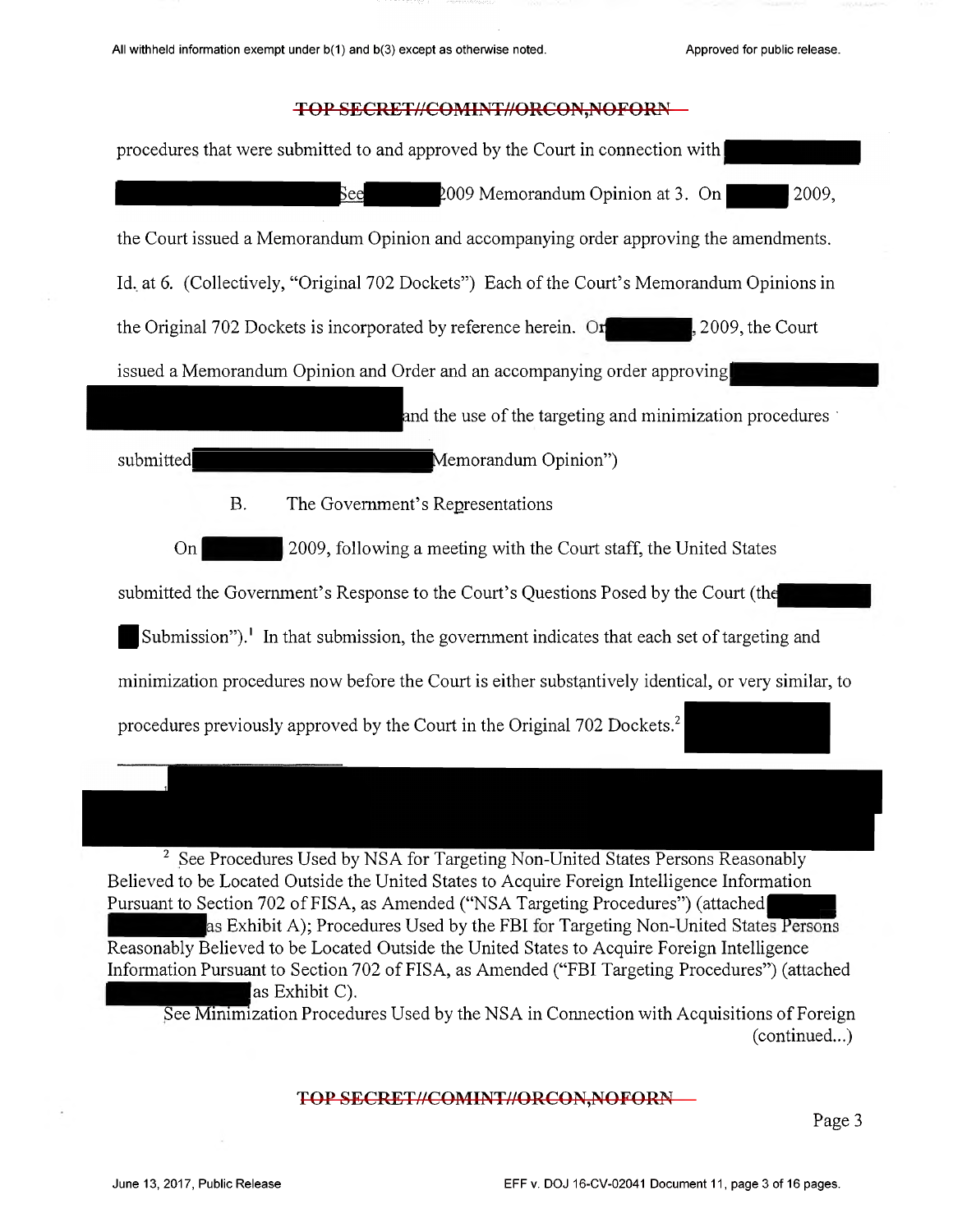TOP SECRET//COMINT//ORCON,NOFORN

procedures that were submitted to and approved by the Court in connection with [redacted] See [redacted] 2009 Memorandum Opinion at 3. On [redacted] 2009, the Court issued a Memorandum Opinion and accompanying order approving the amendments. Id. at 6. (Collectively, "Original 702 Dockets") Each of the Court's Memorandum Opinions in the Original 702 Dockets is incorporated by reference herein. On [redacted], 2009, the Court issued a Memorandum Opinion and Order and an accompanying order approving [redacted] and the use of the targeting and minimization procedures submitted [redacted] Memorandum Opinion")

B. The Government's Representations

On [redacted] 2009, following a meeting with the Court staff, the United States submitted the Government's Response to the Court's Questions Posed by the Court (the [redacted] Submission").[1] In that submission, the government indicates that each set of targeting and minimization procedures now before the Court is either substantively identical, or very similar, to procedures previously approved by the Court in the Original 702 Dockets.[2] [redacted]

---

[1] [redacted]

[2] See Procedures Used by NSA for Targeting Non-United States Persons Reasonably Believed to be Located Outside the United States to Acquire Foreign Intelligence Information Pursuant to Section 702 of FISA, as Amended ("NSA Targeting Procedures") (attached [redacted] as Exhibit A); Procedures Used by the FBI for Targeting Non-United States Persons Reasonably Believed to be Located Outside the United States to Acquire Foreign Intelligence Information Pursuant to Section 702 of FISA, as Amended ("FBI Targeting Procedures") (attached [redacted] as Exhibit C).

See Minimization Procedures Used by the NSA in Connection with Acquisitions of Foreign (continued...)

TOP SECRET//COMINT//ORCON,NOFORN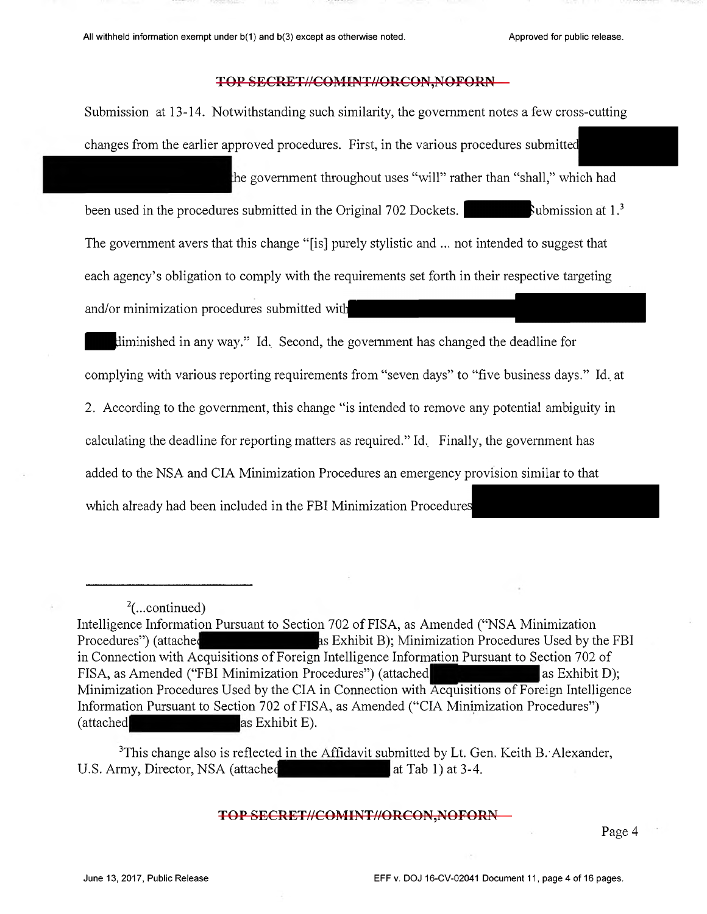Submission at 13-14. Notwithstanding such similarity, the government notes a few cross-cutting changes from the earlier approved procedures. First, in the various procedures submitted [REDACTED] the government throughout uses "will" rather than "shall," which had been used in the procedures submitted in the Original 702 Dockets. [REDACTED] Submission at 1.[3] The government avers that this change "[is] purely stylistic and ... not intended to suggest that each agency's obligation to comply with the requirements set forth in their respective targeting and/or minimization procedures submitted with [REDACTED] diminished in any way." Id. Second, the government has changed the deadline for complying with various reporting requirements from "seven days" to "five business days." Id. at 2. According to the government, this change "is intended to remove any potential ambiguity in calculating the deadline for reporting matters as required." Id. Finally, the government has added to the NSA and CIA Minimization Procedures an emergency provision similar to that which already had been included in the FBI Minimization Procedures [REDACTED]

---

[2](...continued)
Intelligence Information Pursuant to Section 702 of FISA, as Amended ("NSA Minimization Procedures") (attached [REDACTED] as Exhibit B); Minimization Procedures Used by the FBI in Connection with Acquisitions of Foreign Intelligence Information Pursuant to Section 702 of FISA, as Amended ("FBI Minimization Procedures") (attached [REDACTED] as Exhibit D); Minimization Procedures Used by the CIA in Connection with Acquisitions of Foreign Intelligence Information Pursuant to Section 702 of FISA, as Amended ("CIA Minimization Procedures") (attached [REDACTED] as Exhibit E).

[3]This change also is reflected in the Affidavit submitted by Lt. Gen. Keith B. Alexander, U.S. Army, Director, NSA (attached [REDACTED] at Tab 1) at 3-4.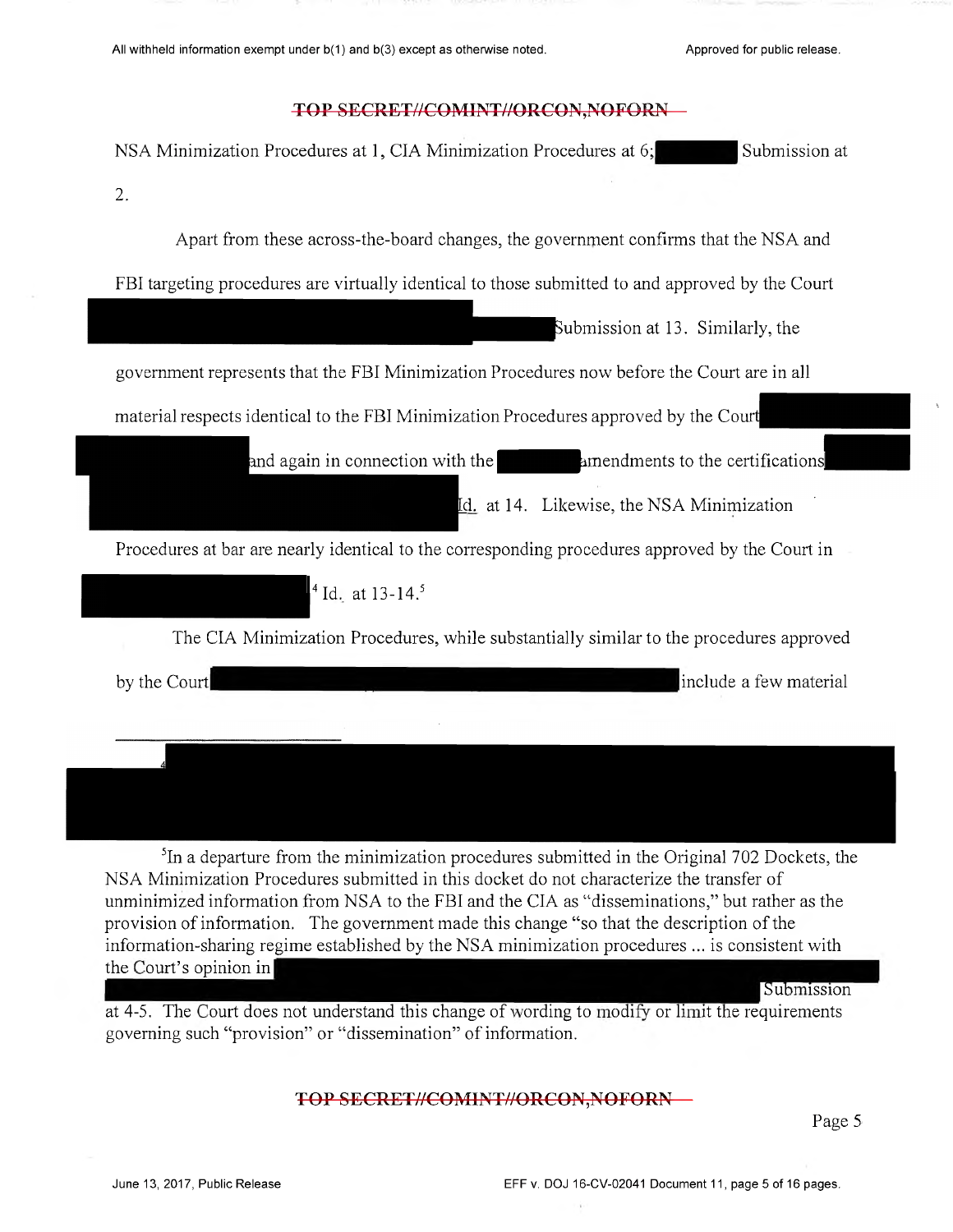NSA Minimization Procedures at 1, CIA Minimization Procedures at 6; [REDACTED] Submission at 2.

Apart from these across-the-board changes, the government confirms that the NSA and FBI targeting procedures are virtually identical to those submitted to and approved by the Court [REDACTED] Submission at 13. Similarly, the government represents that the FBI Minimization Procedures now before the Court are in all material respects identical to the FBI Minimization Procedures approved by the Court [REDACTED] and again in connection with the [REDACTED] amendments to the certifications [REDACTED] Id. at 14. Likewise, the NSA Minimization Procedures at bar are nearly identical to the corresponding procedures approved by the Court in [REDACTED][4] Id. at 13-14.[5]

The CIA Minimization Procedures, while substantially similar to the procedures approved by the Court [REDACTED] include a few material

---

[4] [REDACTED]

[5] In a departure from the minimization procedures submitted in the Original 702 Dockets, the NSA Minimization Procedures submitted in this docket do not characterize the transfer of unminimized information from NSA to the FBI and the CIA as "disseminations," but rather as the provision of information. The government made this change "so that the description of the information-sharing regime established by the NSA minimization procedures ... is consistent with the Court's opinion in [REDACTED] Submission at 4-5. The Court does not understand this change of wording to modify or limit the requirements governing such "provision" or "dissemination" of information.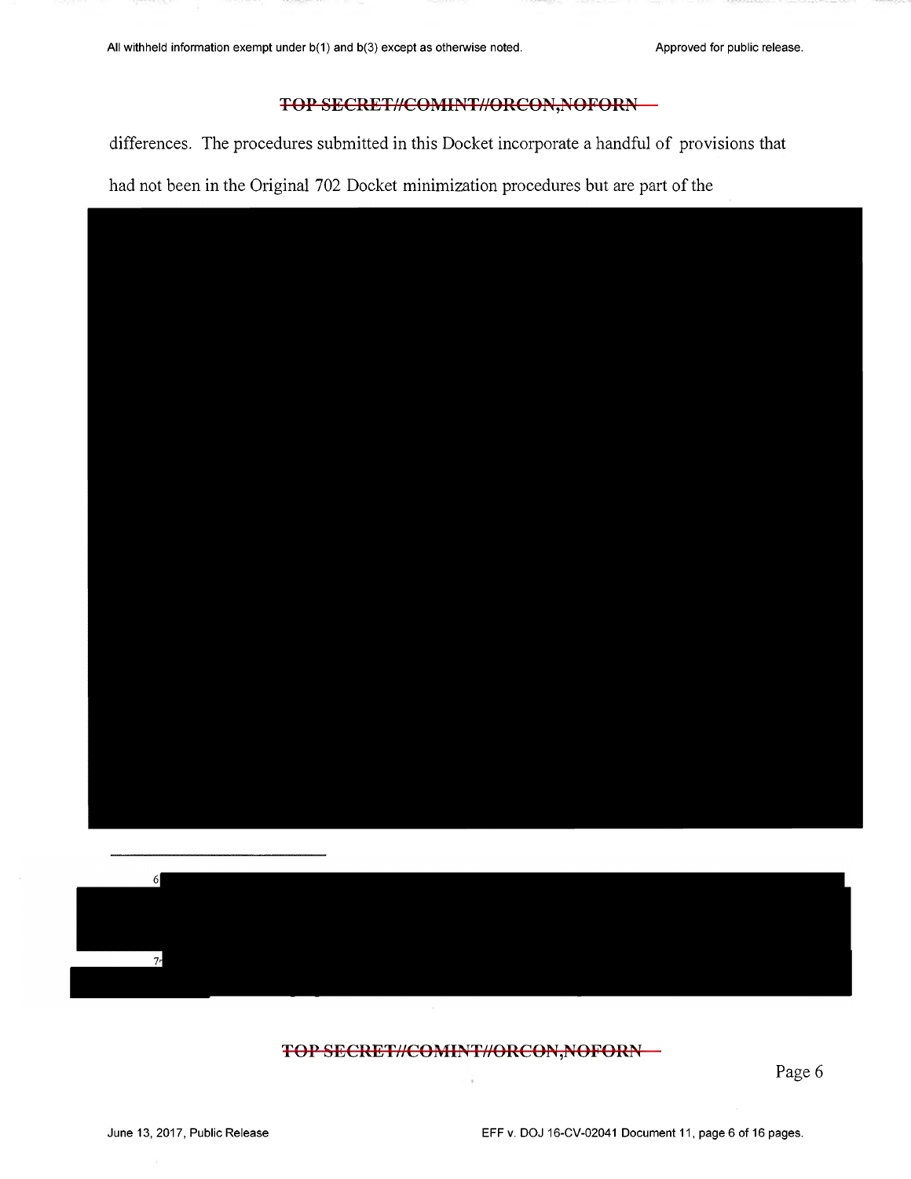differences. The procedures submitted in this Docket incorporate a handful of provisions that had not been in the Original 702 Docket minimization procedures but are part of the

---

6

7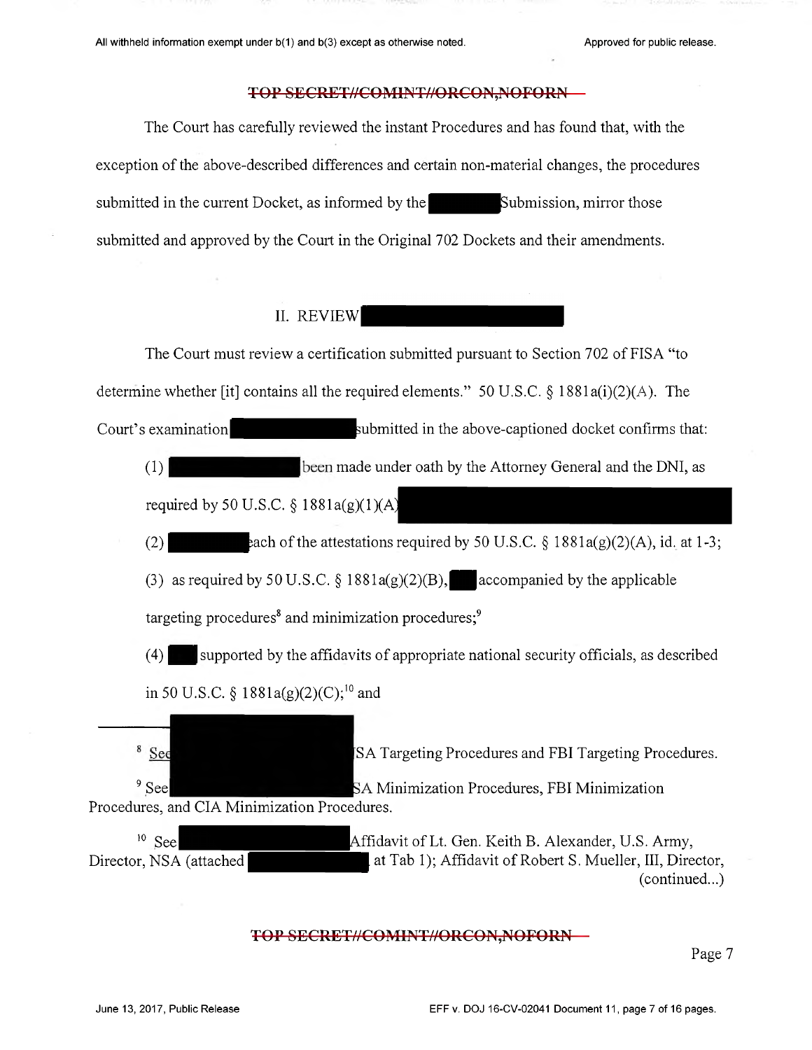The Court has carefully reviewed the instant Procedures and has found that, with the exception of the above-described differences and certain non-material changes, the procedures submitted in the current Docket, as informed by the Submission, mirror those submitted and approved by the Court in the Original 702 Dockets and their amendments.

## II. REVIEW

The Court must review a certification submitted pursuant to Section 702 of FISA "to determine whether [it] contains all the required elements." 50 U.S.C. § 1881a(i)(2)(A). The Court's examination submitted in the above-captioned docket confirms that:

(1) been made under oath by the Attorney General and the DNI, as required by 50 U.S.C. § 1881a(g)(1)(A)

(2) each of the attestations required by 50 U.S.C. § 1881a(g)(2)(A), id. at 1-3;

(3) as required by 50 U.S.C. § 1881a(g)(2)(B), accompanied by the applicable targeting procedures[8] and minimization procedures;[9]

(4) supported by the affidavits of appropriate national security officials, as described in 50 U.S.C. § 1881a(g)(2)(C);[10] and

---

[8] See SA Targeting Procedures and FBI Targeting Procedures.

[9] See SA Minimization Procedures, FBI Minimization Procedures, and CIA Minimization Procedures.

[10] See Affidavit of Lt. Gen. Keith B. Alexander, U.S. Army, Director, NSA (attached at Tab 1); Affidavit of Robert S. Mueller, III, Director, (continued...)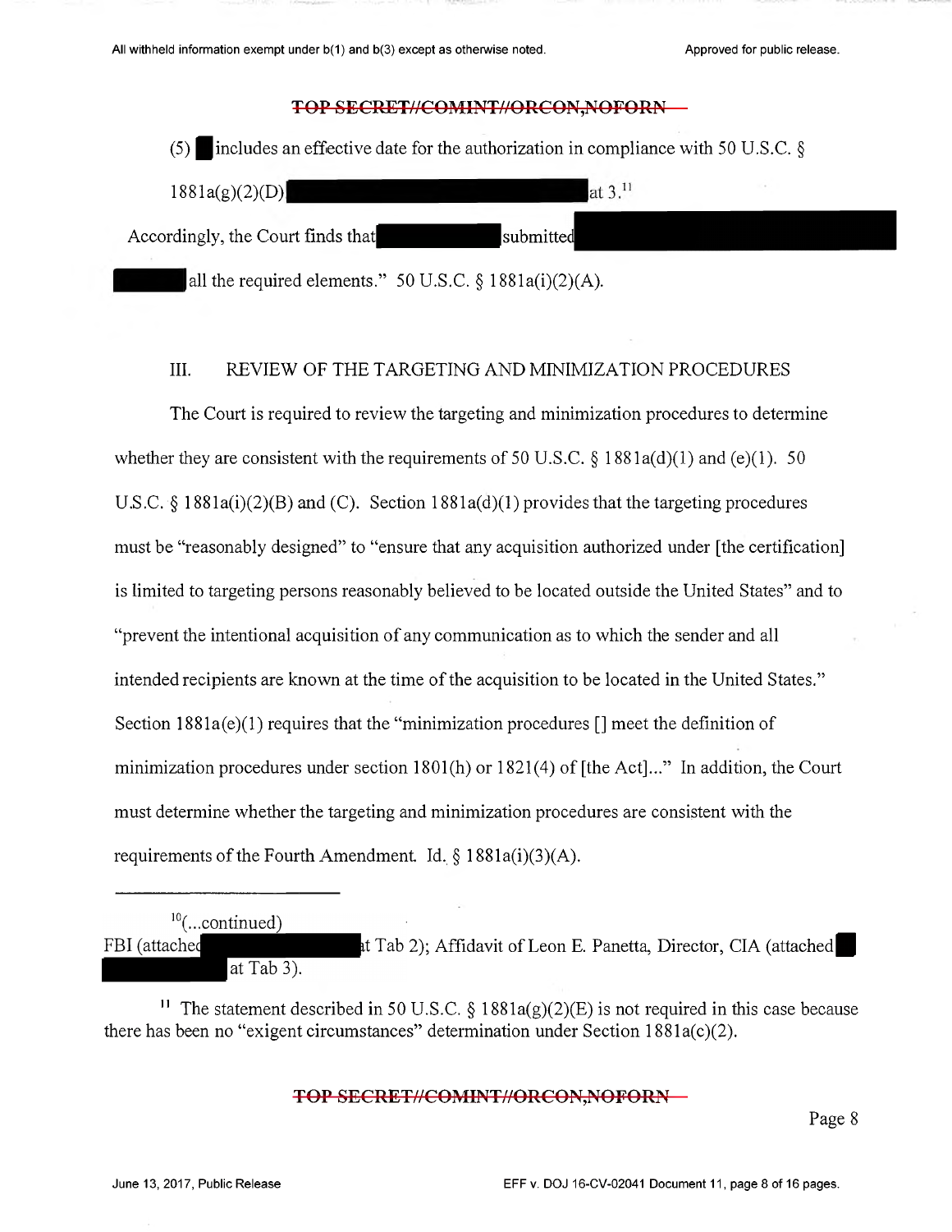(5) ▇ includes an effective date for the authorization in compliance with 50 U.S.C. § 1881a(g)(2)(D) ▇▇▇▇▇▇▇▇ at 3.[11]

Accordingly, the Court finds that ▇▇▇▇▇ submitted ▇▇▇▇▇▇▇▇ ▇▇▇ all the required elements." 50 U.S.C. § 1881a(i)(2)(A).

## III. REVIEW OF THE TARGETING AND MINIMIZATION PROCEDURES

The Court is required to review the targeting and minimization procedures to determine whether they are consistent with the requirements of 50 U.S.C. § 1881a(d)(1) and (e)(1). 50 U.S.C. § 1881a(i)(2)(B) and (C). Section 1881a(d)(1) provides that the targeting procedures must be "reasonably designed" to "ensure that any acquisition authorized under [the certification] is limited to targeting persons reasonably believed to be located outside the United States" and to "prevent the intentional acquisition of any communication as to which the sender and all intended recipients are known at the time of the acquisition to be located in the United States." Section 1881a(e)(1) requires that the "minimization procedures [] meet the definition of minimization procedures under section 1801(h) or 1821(4) of [the Act]..." In addition, the Court must determine whether the targeting and minimization procedures are consistent with the requirements of the Fourth Amendment. Id. § 1881a(i)(3)(A).

---

[10](...continued)
FBI (attached ▇▇▇▇▇▇▇ at Tab 2); Affidavit of Leon E. Panetta, Director, CIA (attached ▇▇▇▇▇ at Tab 3).

[11] The statement described in 50 U.S.C. § 1881a(g)(2)(E) is not required in this case because there has been no "exigent circumstances" determination under Section 1881a(c)(2).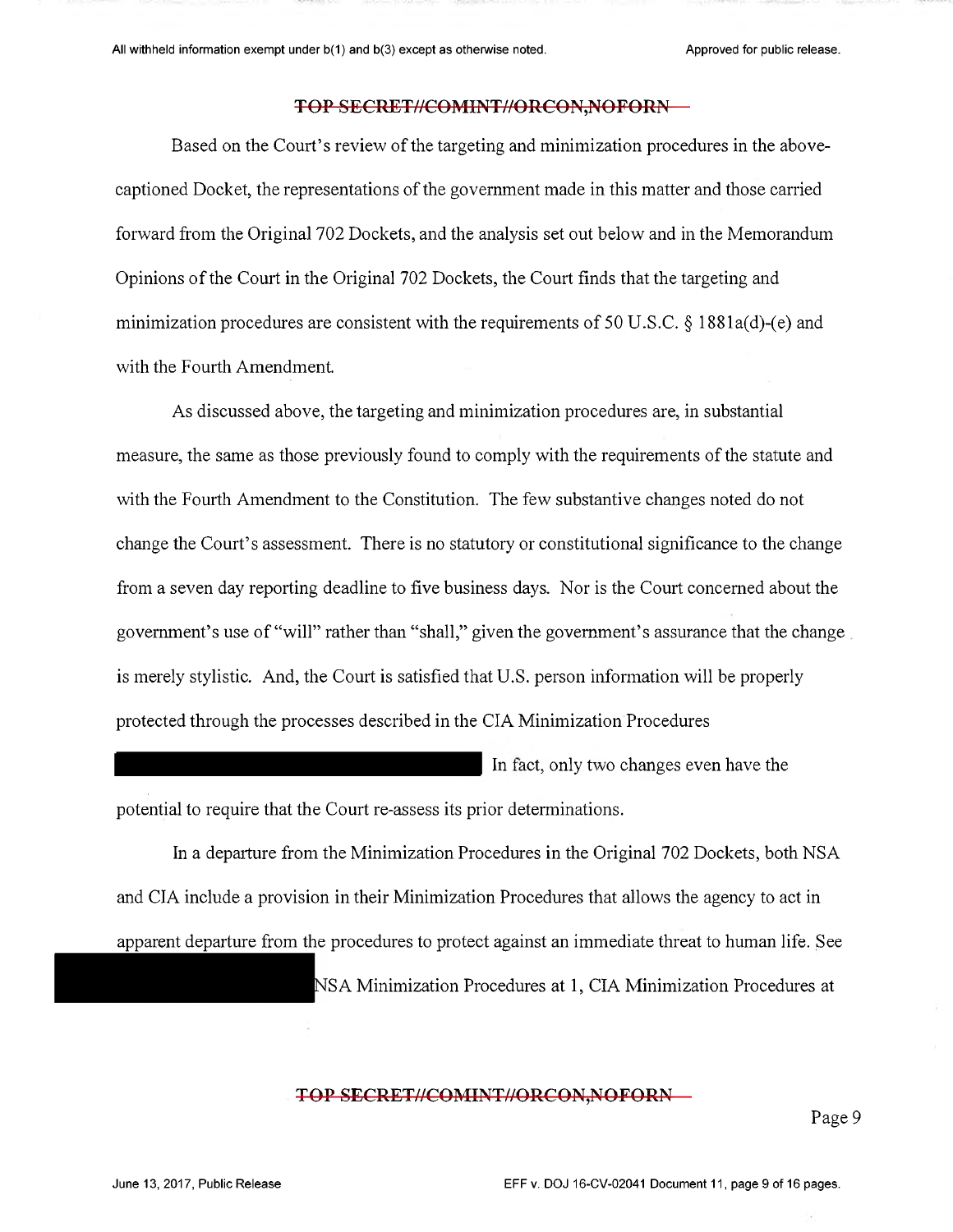Based on the Court's review of the targeting and minimization procedures in the above-captioned Docket, the representations of the government made in this matter and those carried forward from the Original 702 Dockets, and the analysis set out below and in the Memorandum Opinions of the Court in the Original 702 Dockets, the Court finds that the targeting and minimization procedures are consistent with the requirements of 50 U.S.C. § 1881a(d)-(e) and with the Fourth Amendment.

As discussed above, the targeting and minimization procedures are, in substantial measure, the same as those previously found to comply with the requirements of the statute and with the Fourth Amendment to the Constitution. The few substantive changes noted do not change the Court's assessment. There is no statutory or constitutional significance to the change from a seven day reporting deadline to five business days. Nor is the Court concerned about the government's use of "will" rather than "shall," given the government's assurance that the change is merely stylistic. And, the Court is satisfied that U.S. person information will be properly protected through the processes described in the CIA Minimization Procedures

[REDACTED] In fact, only two changes even have the potential to require that the Court re-assess its prior determinations.

In a departure from the Minimization Procedures in the Original 702 Dockets, both NSA and CIA include a provision in their Minimization Procedures that allows the agency to act in apparent departure from the procedures to protect against an immediate threat to human life. See [REDACTED] NSA Minimization Procedures at 1, CIA Minimization Procedures at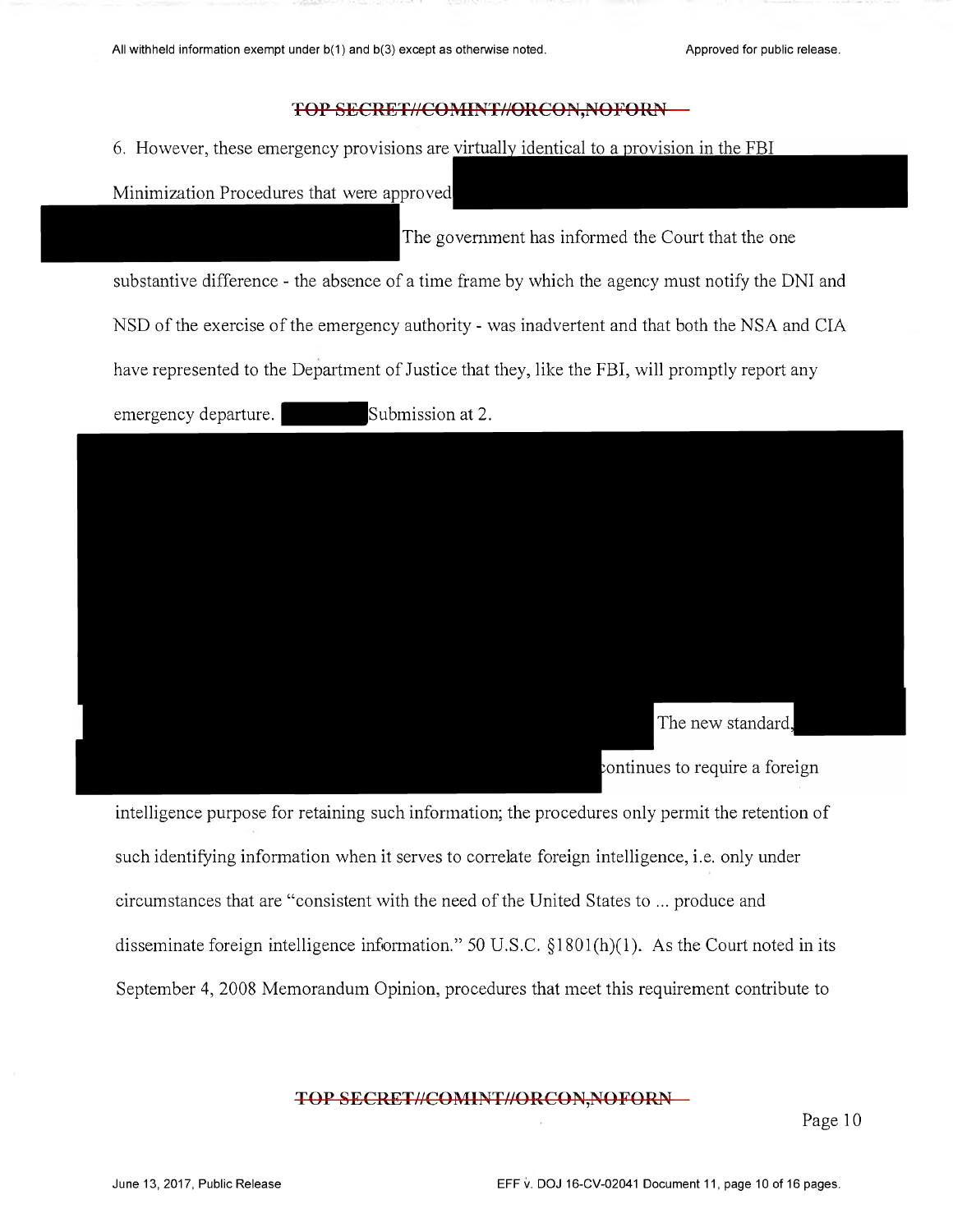6. However, these emergency provisions are virtually identical to a provision in the FBI Minimization Procedures that were approved

The government has informed the Court that the one substantive difference - the absence of a time frame by which the agency must notify the DNI and NSD of the exercise of the emergency authority - was inadvertent and that both the NSA and CIA have represented to the Department of Justice that they, like the FBI, will promptly report any emergency departure. Submission at 2.

The new standard,

continues to require a foreign intelligence purpose for retaining such information; the procedures only permit the retention of such identifying information when it serves to correlate foreign intelligence, i.e. only under circumstances that are "consistent with the need of the United States to ... produce and disseminate foreign intelligence information." 50 U.S.C. §1801(h)(1). As the Court noted in its September 4, 2008 Memorandum Opinion, procedures that meet this requirement contribute to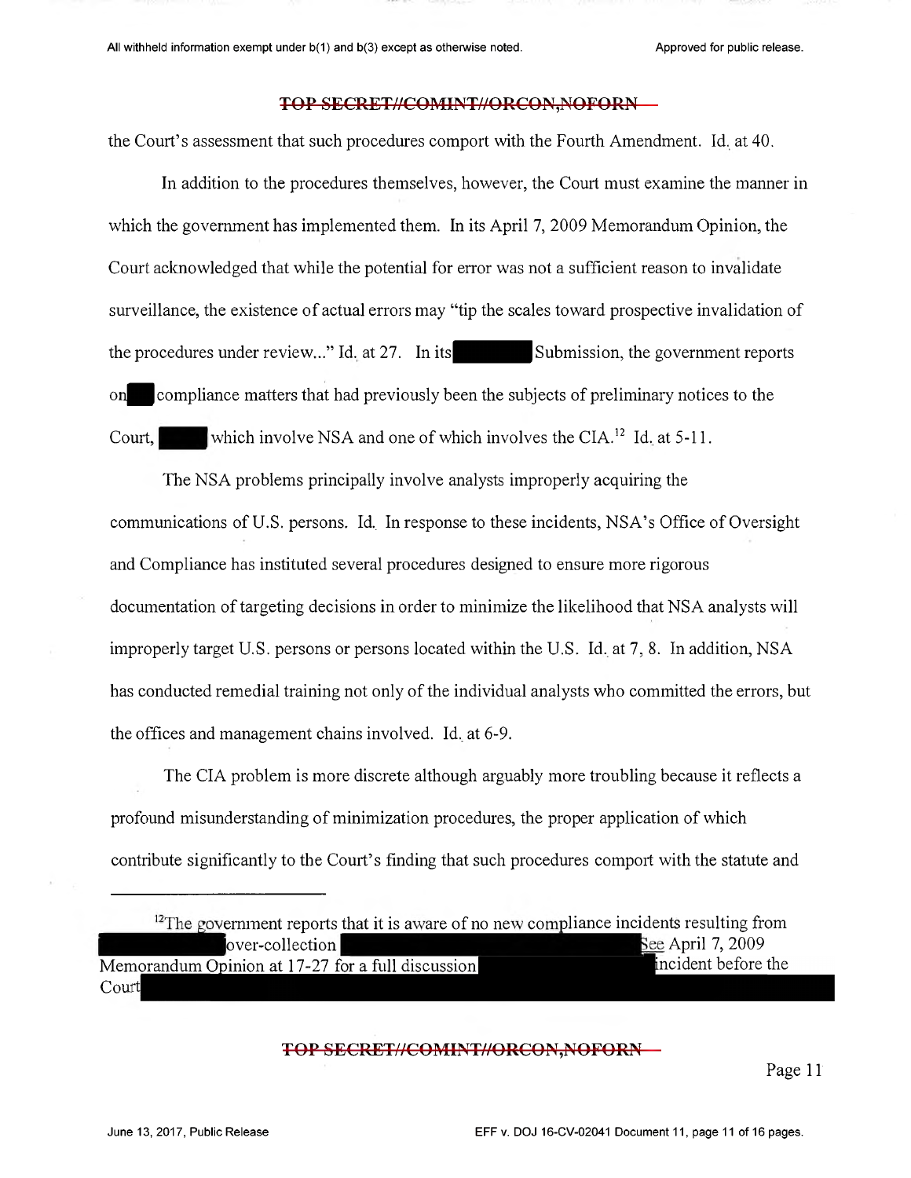the Court's assessment that such procedures comport with the Fourth Amendment. Id. at 40.

In addition to the procedures themselves, however, the Court must examine the manner in which the government has implemented them. In its April 7, 2009 Memorandum Opinion, the Court acknowledged that while the potential for error was not a sufficient reason to invalidate surveillance, the existence of actual errors may "tip the scales toward prospective invalidation of the procedures under review..." Id. at 27. In its [REDACTED] Submission, the government reports on [REDACTED] compliance matters that had previously been the subjects of preliminary notices to the Court, [REDACTED] which involve NSA and one of which involves the CIA.[12] Id. at 5-11.

The NSA problems principally involve analysts improperly acquiring the communications of U.S. persons. Id. In response to these incidents, NSA's Office of Oversight and Compliance has instituted several procedures designed to ensure more rigorous documentation of targeting decisions in order to minimize the likelihood that NSA analysts will improperly target U.S. persons or persons located within the U.S. Id. at 7, 8. In addition, NSA has conducted remedial training not only of the individual analysts who committed the errors, but the offices and management chains involved. Id. at 6-9.

The CIA problem is more discrete although arguably more troubling because it reflects a profound misunderstanding of minimization procedures, the proper application of which contribute significantly to the Court's finding that such procedures comport with the statute and

---

[12] The government reports that it is aware of no new compliance incidents resulting from [REDACTED] over-collection [REDACTED] See April 7, 2009 Memorandum Opinion at 17-27 for a full discussion [REDACTED] incident before the Court [REDACTED]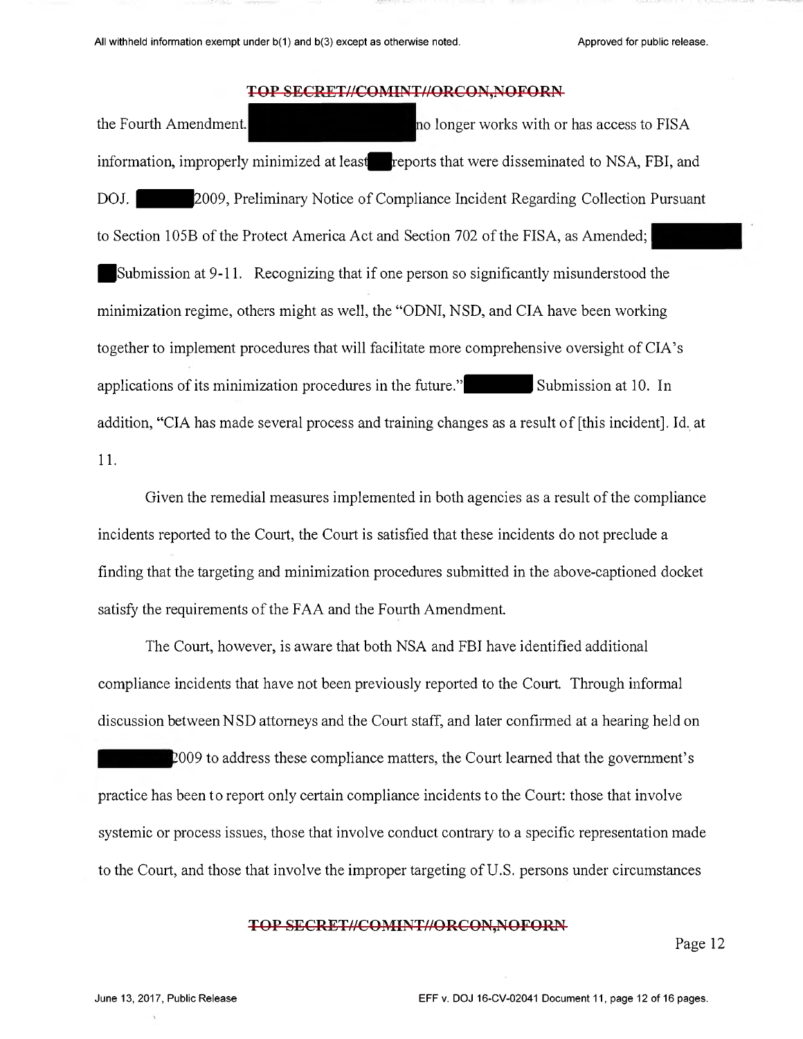the Fourth Amendment. ██████████ no longer works with or has access to FISA information, improperly minimized at least ██ reports that were disseminated to NSA, FBI, and DOJ. ██████ 2009, Preliminary Notice of Compliance Incident Regarding Collection Pursuant to Section 105B of the Protect America Act and Section 702 of the FISA, as Amended; ██████ ██ Submission at 9-11. Recognizing that if one person so significantly misunderstood the minimization regime, others might as well, the "ODNI, NSD, and CIA have been working together to implement procedures that will facilitate more comprehensive oversight of CIA's applications of its minimization procedures in the future." ██████ Submission at 10. In addition, "CIA has made several process and training changes as a result of [this incident]. Id. at 11.

Given the remedial measures implemented in both agencies as a result of the compliance incidents reported to the Court, the Court is satisfied that these incidents do not preclude a finding that the targeting and minimization procedures submitted in the above-captioned docket satisfy the requirements of the FAA and the Fourth Amendment.

The Court, however, is aware that both NSA and FBI have identified additional compliance incidents that have not been previously reported to the Court. Through informal discussion between NSD attorneys and the Court staff, and later confirmed at a hearing held on ██████ 2009 to address these compliance matters, the Court learned that the government's practice has been to report only certain compliance incidents to the Court: those that involve systemic or process issues, those that involve conduct contrary to a specific representation made to the Court, and those that involve the improper targeting of U.S. persons under circumstances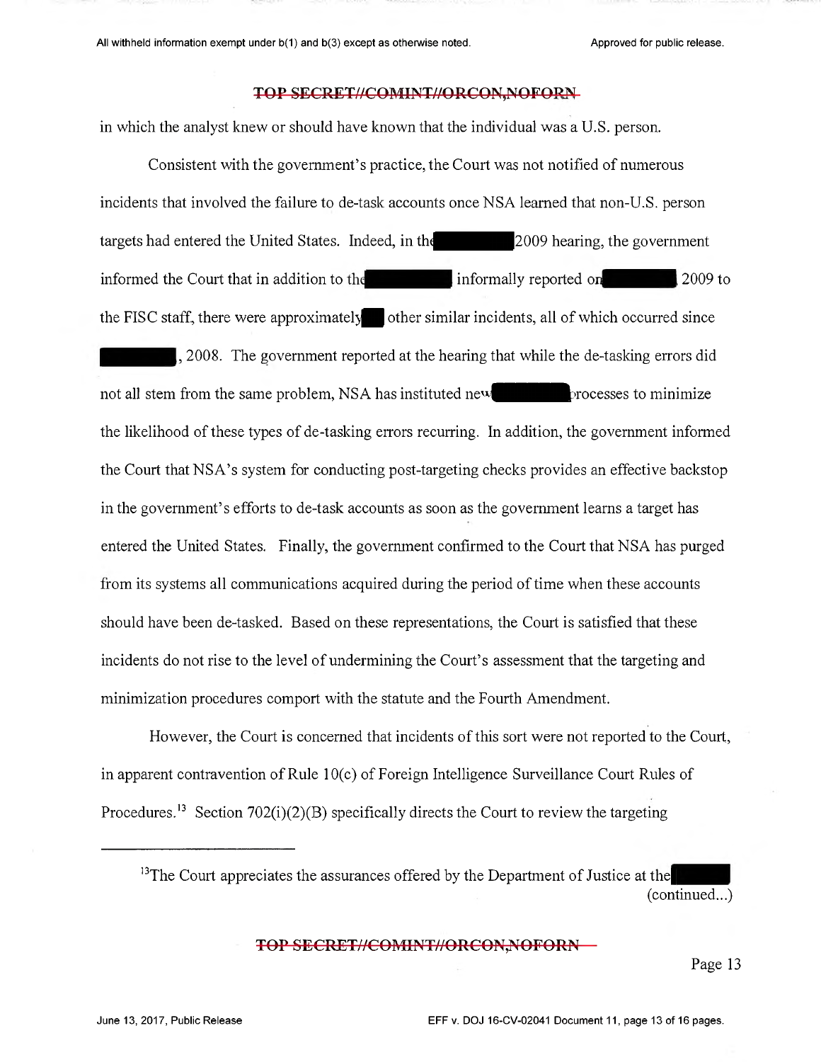in which the analyst knew or should have known that the individual was a U.S. person.

Consistent with the government's practice, the Court was not notified of numerous incidents that involved the failure to de-task accounts once NSA learned that non-U.S. person targets had entered the United States. Indeed, in the ████████ 2009 hearing, the government informed the Court that in addition to the ████████ informally reported on ████████ 2009 to the FISC staff, there were approximately ██ other similar incidents, all of which occurred since ████████, 2008. The government reported at the hearing that while the de-tasking errors did not all stem from the same problem, NSA has instituted new ████████ processes to minimize the likelihood of these types of de-tasking errors recurring. In addition, the government informed the Court that NSA's system for conducting post-targeting checks provides an effective backstop in the government's efforts to de-task accounts as soon as the government learns a target has entered the United States. Finally, the government confirmed to the Court that NSA has purged from its systems all communications acquired during the period of time when these accounts should have been de-tasked. Based on these representations, the Court is satisfied that these incidents do not rise to the level of undermining the Court's assessment that the targeting and minimization procedures comport with the statute and the Fourth Amendment.

However, the Court is concerned that incidents of this sort were not reported to the Court, in apparent contravention of Rule 10(c) of Foreign Intelligence Surveillance Court Rules of Procedures.[13] Section 702(i)(2)(B) specifically directs the Court to review the targeting

---

[13] The Court appreciates the assurances offered by the Department of Justice at the ████████ (continued...)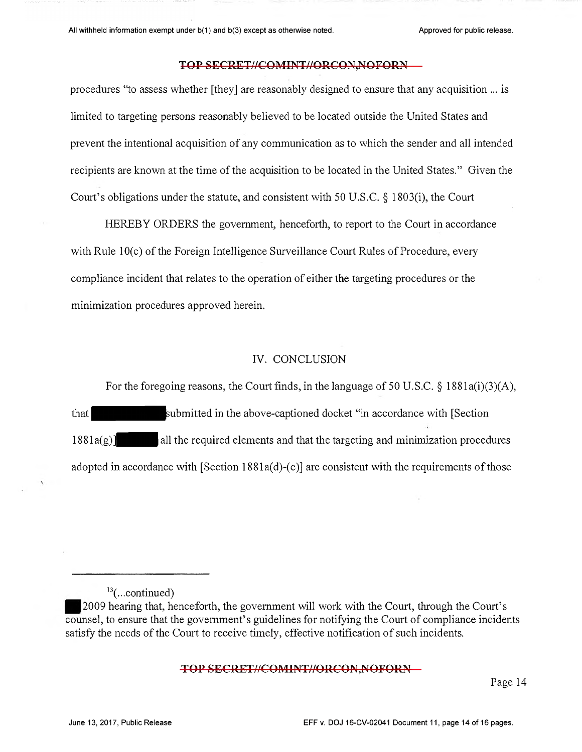procedures "to assess whether [they] are reasonably designed to ensure that any acquisition ... is limited to targeting persons reasonably believed to be located outside the United States and prevent the intentional acquisition of any communication as to which the sender and all intended recipients are known at the time of the acquisition to be located in the United States." Given the Court's obligations under the statute, and consistent with 50 U.S.C. § 1803(i), the Court

HEREBY ORDERS the government, henceforth, to report to the Court in accordance with Rule 10(c) of the Foreign Intelligence Surveillance Court Rules of Procedure, every compliance incident that relates to the operation of either the targeting procedures or the minimization procedures approved herein.

## IV. CONCLUSION

For the foregoing reasons, the Court finds, in the language of 50 U.S.C. § 1881a(i)(3)(A), that ████████ submitted in the above-captioned docket "in accordance with [Section 1881a(g)] ████ all the required elements and that the targeting and minimization procedures adopted in accordance with [Section 1881a(d)-(e)] are consistent with the requirements of those

---

[13](...continued)

█ 2009 hearing that, henceforth, the government will work with the Court, through the Court's counsel, to ensure that the government's guidelines for notifying the Court of compliance incidents satisfy the needs of the Court to receive timely, effective notification of such incidents.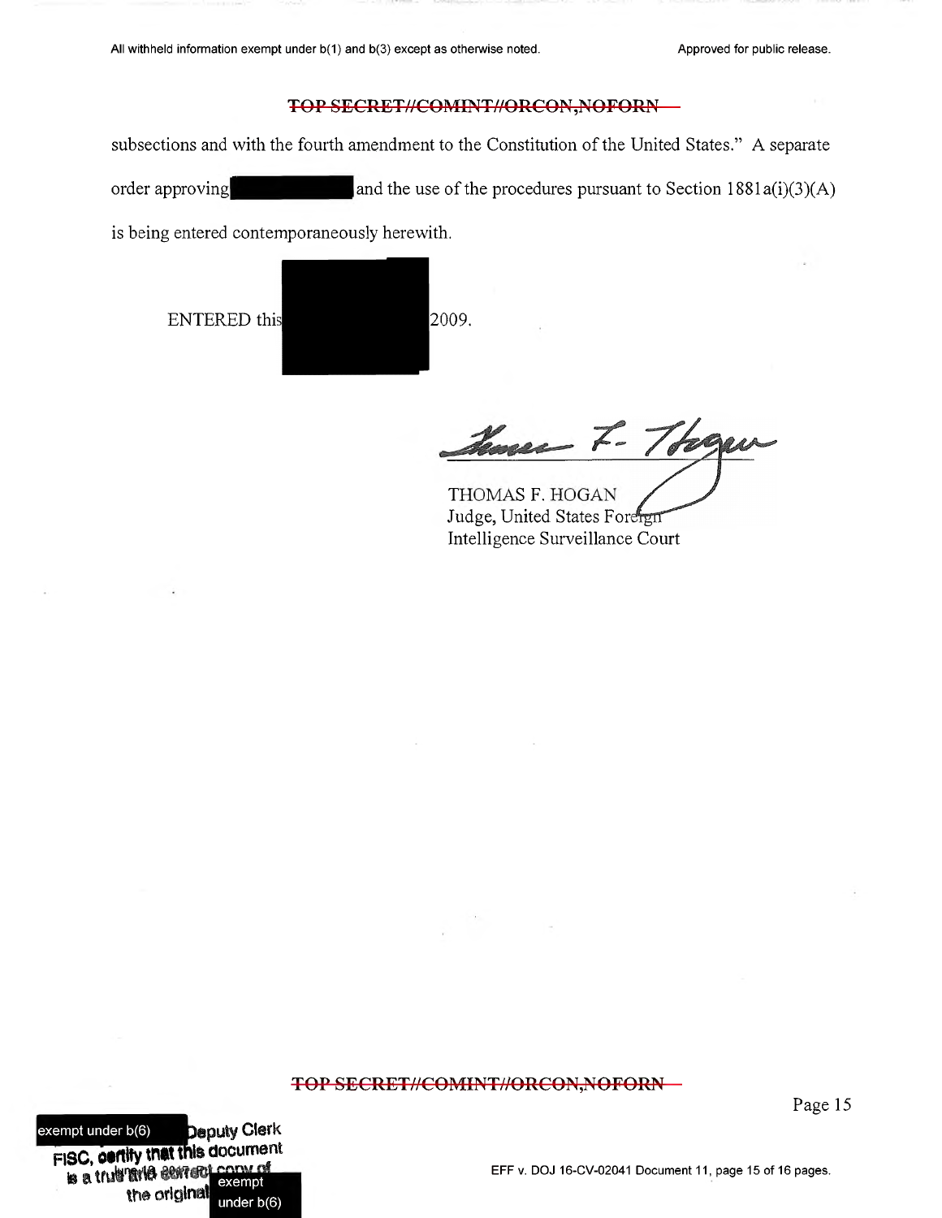subsections and with the fourth amendment to the Constitution of the United States." A separate order approving [REDACTED] and the use of the procedures pursuant to Section 1881a(i)(3)(A) is being entered contemporaneously herewith.

ENTERED this [REDACTED] 2009.

THOMAS F. HOGAN
Judge, United States Foreign Intelligence Surveillance Court

[exempt under b(6)] Deputy Clerk FISC, certify that this document is a true and correct copy of the original [exempt under b(6)]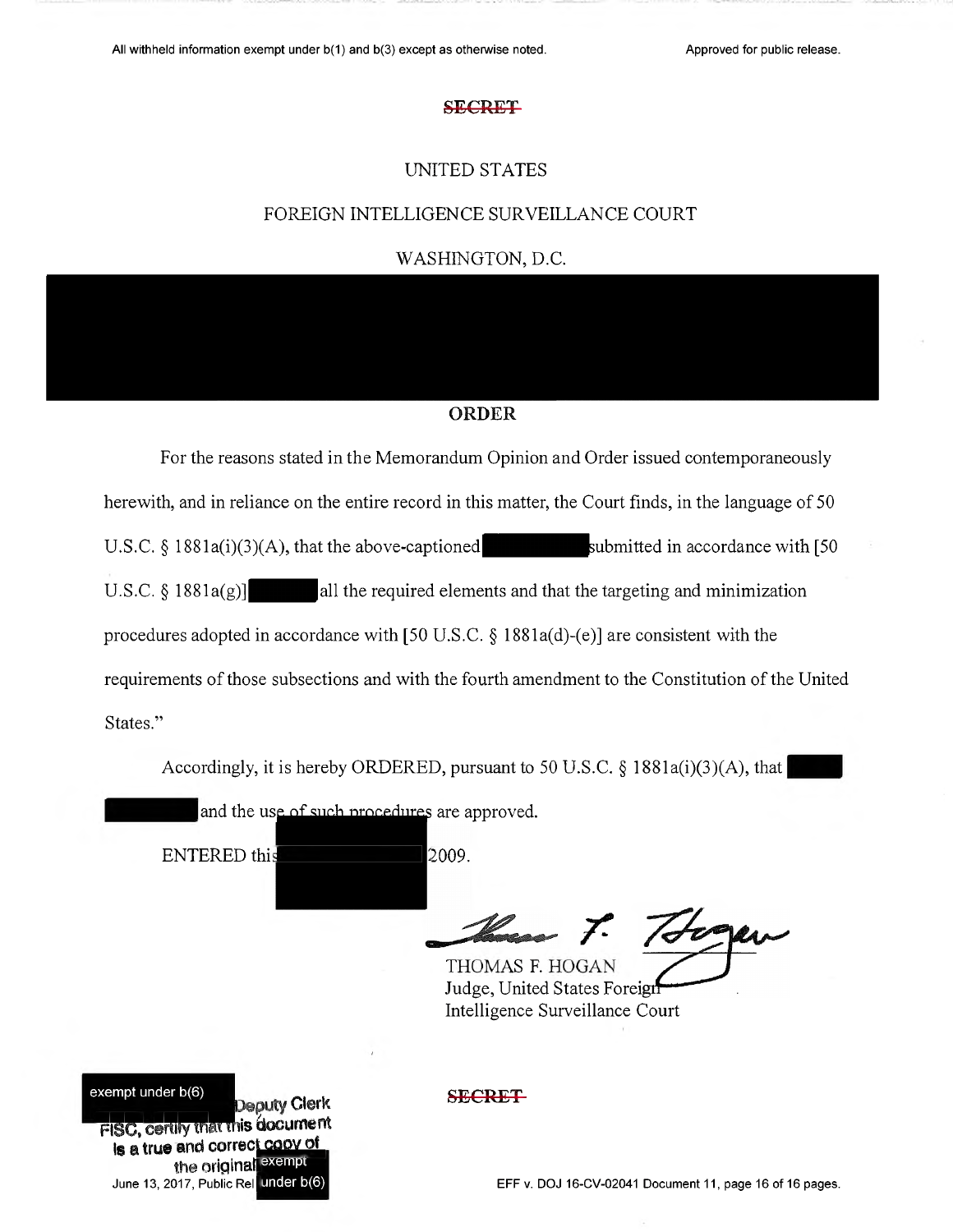All withheld information exempt under b(1) and b(3) except as otherwise noted.

Approved for public release.

~~SECRET~~

UNITED STATES

FOREIGN INTELLIGENCE SURVEILLANCE COURT

WASHINGTON, D.C.

## ORDER

For the reasons stated in the Memorandum Opinion and Order issued contemporaneously herewith, and in reliance on the entire record in this matter, the Court finds, in the language of 50 U.S.C. § 1881a(i)(3)(A), that the above-captioned [redacted] submitted in accordance with [50 U.S.C. § 1881a(g)] [redacted] all the required elements and that the targeting and minimization procedures adopted in accordance with [50 U.S.C. § 1881a(d)-(e)] are consistent with the requirements of those subsections and with the fourth amendment to the Constitution of the United States."

Accordingly, it is hereby ORDERED, pursuant to 50 U.S.C. § 1881a(i)(3)(A), that [redacted] and the use of such procedures are approved.

ENTERED this [redacted] 2009.

THOMAS F. HOGAN
Judge, United States Foreign Intelligence Surveillance Court

exempt under b(6) Deputy Clerk FISC, certify that this document is a true and correct copy of the original exempt under b(6)

~~SECRET~~

June 13, 2017, Public Release

EFF v. DOJ 16-CV-02041 Document 11, page 16 of 16 pages.